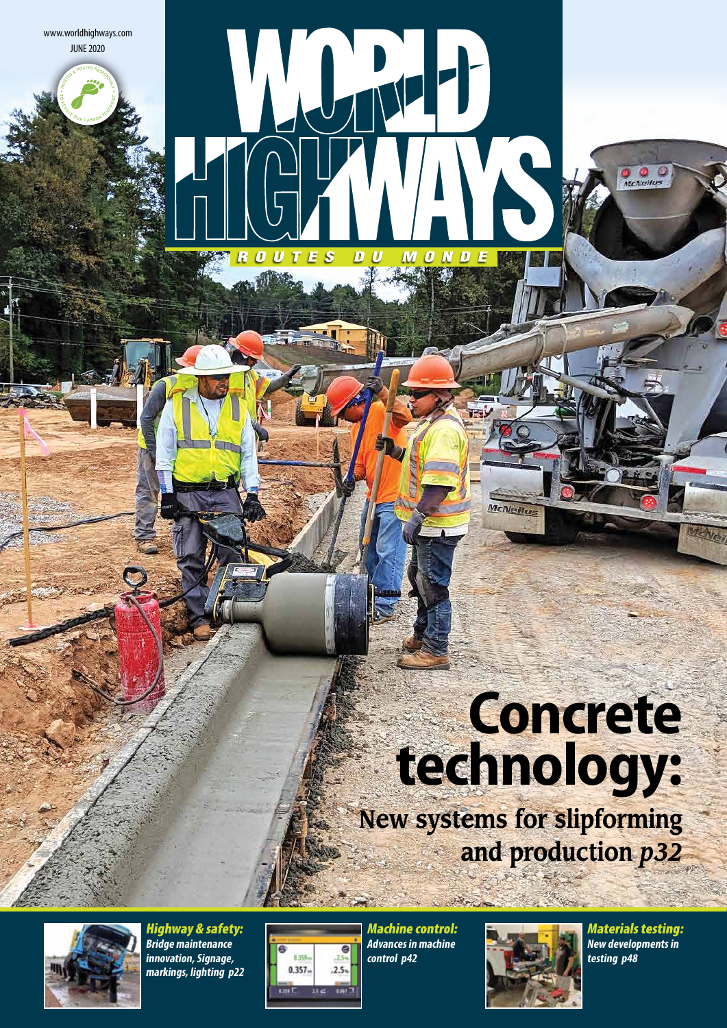www.worldhighways.com
JUNE 2020

# WORLD HIGHWAYS

ROUTES DU MONDE

# Concrete technology:

## New systems for slipforming and production *p32*

***Highway & safety:***
***Bridge maintenance innovation, Signage, markings, lighting p22***

***Machine control:***
***Advances in machine control p42***

***Materials testing:***
***New developments in testing p48***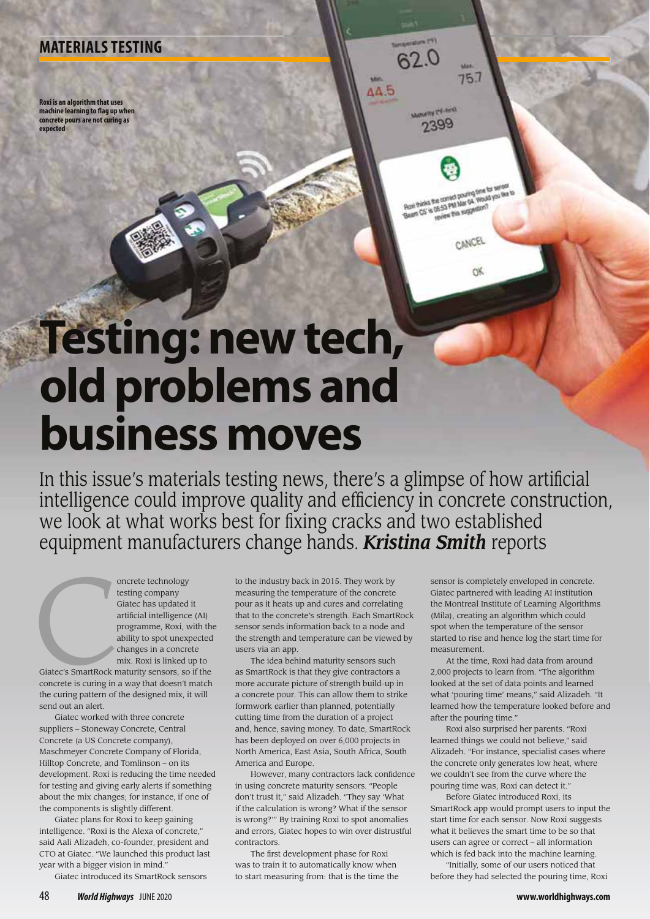Roxi is an algorithm that uses machine learning to flag up when concrete pours are not curing as expected

# Testing: new tech, old problems and business moves

In this issue's materials testing news, there's a glimpse of how artificial intelligence could improve quality and efficiency in concrete construction, we look at what works best for fixing cracks and two established equipment manufacturers change hands. ***Kristina Smith*** reports

Concrete technology testing company Giatec has updated it artificial intelligence (AI) programme, Roxi, with the ability to spot unexpected changes in a concrete mix. Roxi is linked up to Giatec's SmartRock maturity sensors, so if the concrete is curing in a way that doesn't match the curing pattern of the designed mix, it will send out an alert.

Giatec worked with three concrete suppliers – Stoneway Concrete, Central Concrete (a US Concrete company), Maschmeyer Concrete Company of Florida, Hilltop Concrete, and Tomlinson – on its development. Roxi is reducing the time needed for testing and giving early alerts if something about the mix changes; for instance, if one of the components is slightly different.

Giatec plans for Roxi to keep gaining intelligence. "Roxi is the Alexa of concrete," said Aali Alizadeh, co-founder, president and CTO at Giatec. "We launched this product last year with a bigger vision in mind."

Giatec introduced its SmartRock sensors to the industry back in 2015. They work by measuring the temperature of the concrete pour as it heats up and cures and correlating that to the concrete's strength. Each SmartRock sensor sends information back to a node and the strength and temperature can be viewed by users via an app.

The idea behind maturity sensors such as SmartRock is that they give contractors a more accurate picture of strength build-up in a concrete pour. This can allow them to strike formwork earlier than planned, potentially cutting time from the duration of a project and, hence, saving money. To date, SmartRock has been deployed on over 6,000 projects in North America, East Asia, South Africa, South America and Europe.

However, many contractors lack confidence in using concrete maturity sensors. "People don't trust it," said Alizadeh. "They say 'What if the calculation is wrong? What if the sensor is wrong?'" By training Roxi to spot anomalies and errors, Giatec hopes to win over distrustful contractors.

The first development phase for Roxi was to train it to automatically know when to start measuring from: that is the time the sensor is completely enveloped in concrete. Giatec partnered with leading AI institution the Montreal Institute of Learning Algorithms (Mila), creating an algorithm which could spot when the temperature of the sensor started to rise and hence log the start time for measurement.

At the time, Roxi had data from around 2,000 projects to learn from. "The algorithm looked at the set of data points and learned what 'pouring time' means," said Alizadeh. "It learned how the temperature looked before and after the pouring time."

Roxi also surprised her parents. "Roxi learned things we could not believe," said Alizadeh. "For instance, specialist cases where the concrete only generates low heat, where we couldn't see from the curve where the pouring time was, Roxi can detect it."

Before Giatec introduced Roxi, its SmartRock app would prompt users to input the start time for each sensor. Now Roxi suggests what it believes the smart time to be so that users can agree or correct – all information which is fed back into the machine learning.

"Initially, some of our users noticed that before they had selected the pouring time, Roxi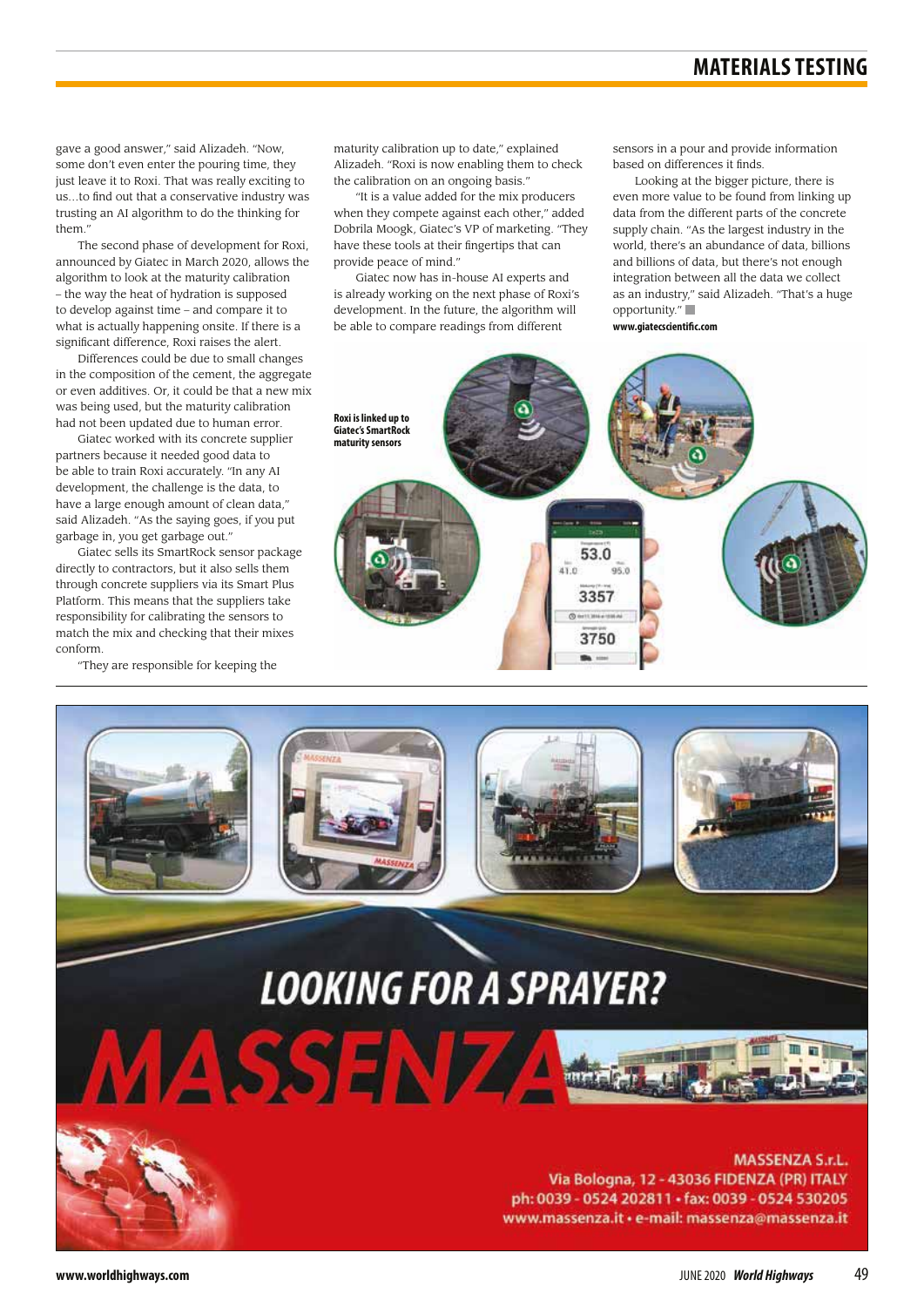gave a good answer," said Alizadeh. "Now, some don't even enter the pouring time, they just leave it to Roxi. That was really exciting to us...to find out that a conservative industry was trusting an AI algorithm to do the thinking for them."

The second phase of development for Roxi, announced by Giatec in March 2020, allows the algorithm to look at the maturity calibration – the way the heat of hydration is supposed to develop against time – and compare it to what is actually happening onsite. If there is a significant difference, Roxi raises the alert.

Differences could be due to small changes in the composition of the cement, the aggregate or even additives. Or, it could be that a new mix was being used, but the maturity calibration had not been updated due to human error.

Giatec worked with its concrete supplier partners because it needed good data to be able to train Roxi accurately. "In any AI development, the challenge is the data, to have a large enough amount of clean data," said Alizadeh. "As the saying goes, if you put garbage in, you get garbage out."

Giatec sells its SmartRock sensor package directly to contractors, but it also sells them through concrete suppliers via its Smart Plus Platform. This means that the suppliers take responsibility for calibrating the sensors to match the mix and checking that their mixes conform.

"They are responsible for keeping the maturity calibration up to date," explained Alizadeh. "Roxi is now enabling them to check the calibration on an ongoing basis."

"It is a value added for the mix producers when they compete against each other," added Dobrila Moogk, Giatec's VP of marketing. "They have these tools at their fingertips that can provide peace of mind."

Giatec now has in-house AI experts and is already working on the next phase of Roxi's development. In the future, the algorithm will be able to compare readings from different sensors in a pour and provide information based on differences it finds.

Looking at the bigger picture, there is even more value to be found from linking up data from the different parts of the concrete supply chain. "As the largest industry in the world, there's an abundance of data, billions and billions of data, but there's not enough integration between all the data we collect as an industry," said Alizadeh. "That's a huge opportunity."

**www.giatecscientific.com**

**Roxi is linked up to Giatec's SmartRock maturity sensors**

LOOKING FOR A SPRAYER?

MASSENZA

MASSENZA S.r.L.
Via Bologna, 12 - 43036 FIDENZA (PR) ITALY
ph: 0039 - 0524 202811 • fax: 0039 - 0524 530205
www.massenza.it • e-mail: massenza@massenza.it